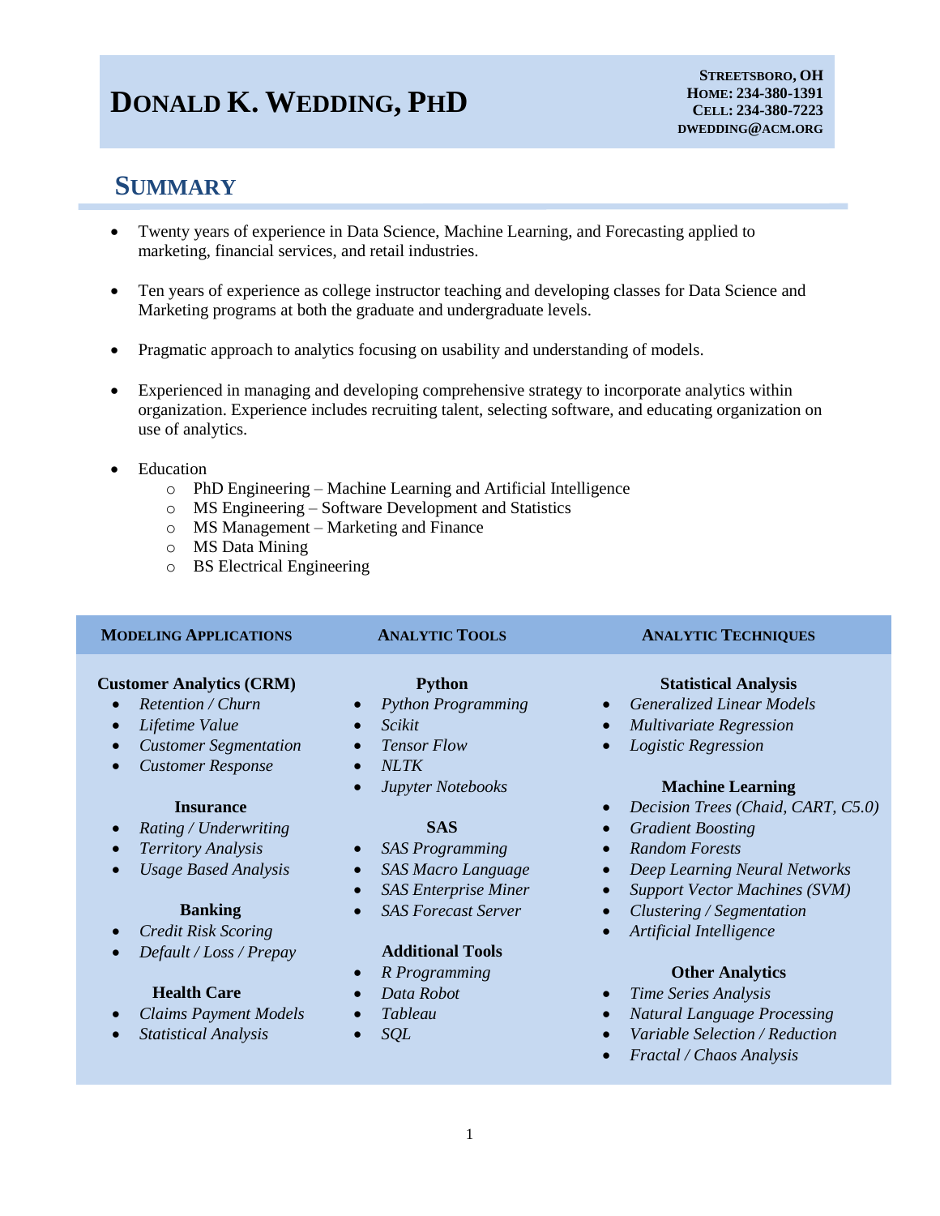# DONALD K. WEDDING, PHD

**STREETSBORO, OH**
**HOME: 234-380-1391**
**CELL: 234-380-7223**
**DWEDDING@ACM.ORG**

## SUMMARY

- Twenty years of experience in Data Science, Machine Learning, and Forecasting applied to marketing, financial services, and retail industries.
- Ten years of experience as college instructor teaching and developing classes for Data Science and Marketing programs at both the graduate and undergraduate levels.
- Pragmatic approach to analytics focusing on usability and understanding of models.
- Experienced in managing and developing comprehensive strategy to incorporate analytics within organization. Experience includes recruiting talent, selecting software, and educating organization on use of analytics.
- Education
  - PhD Engineering – Machine Learning and Artificial Intelligence
  - MS Engineering – Software Development and Statistics
  - MS Management – Marketing and Finance
  - MS Data Mining
  - BS Electrical Engineering

### MODELING APPLICATIONS

**Customer Analytics (CRM)**
- *Retention / Churn*
- *Lifetime Value*
- *Customer Segmentation*
- *Customer Response*

**Insurance**
- *Rating / Underwriting*
- *Territory Analysis*
- *Usage Based Analysis*

**Banking**
- *Credit Risk Scoring*
- *Default / Loss / Prepay*

**Health Care**
- *Claims Payment Models*
- *Statistical Analysis*

### ANALYTIC TOOLS

**Python**
- *Python Programming*
- *Scikit*
- *Tensor Flow*
- *NLTK*
- *Jupyter Notebooks*

**SAS**
- *SAS Programming*
- *SAS Macro Language*
- *SAS Enterprise Miner*
- *SAS Forecast Server*

**Additional Tools**
- *R Programming*
- *Data Robot*
- *Tableau*
- *SQL*

### ANALYTIC TECHNIQUES

**Statistical Analysis**
- *Generalized Linear Models*
- *Multivariate Regression*
- *Logistic Regression*

**Machine Learning**
- *Decision Trees (Chaid, CART, C5.0)*
- *Gradient Boosting*
- *Random Forests*
- *Deep Learning Neural Networks*
- *Support Vector Machines (SVM)*
- *Clustering / Segmentation*
- *Artificial Intelligence*

**Other Analytics**
- *Time Series Analysis*
- *Natural Language Processing*
- *Variable Selection / Reduction*
- *Fractal / Chaos Analysis*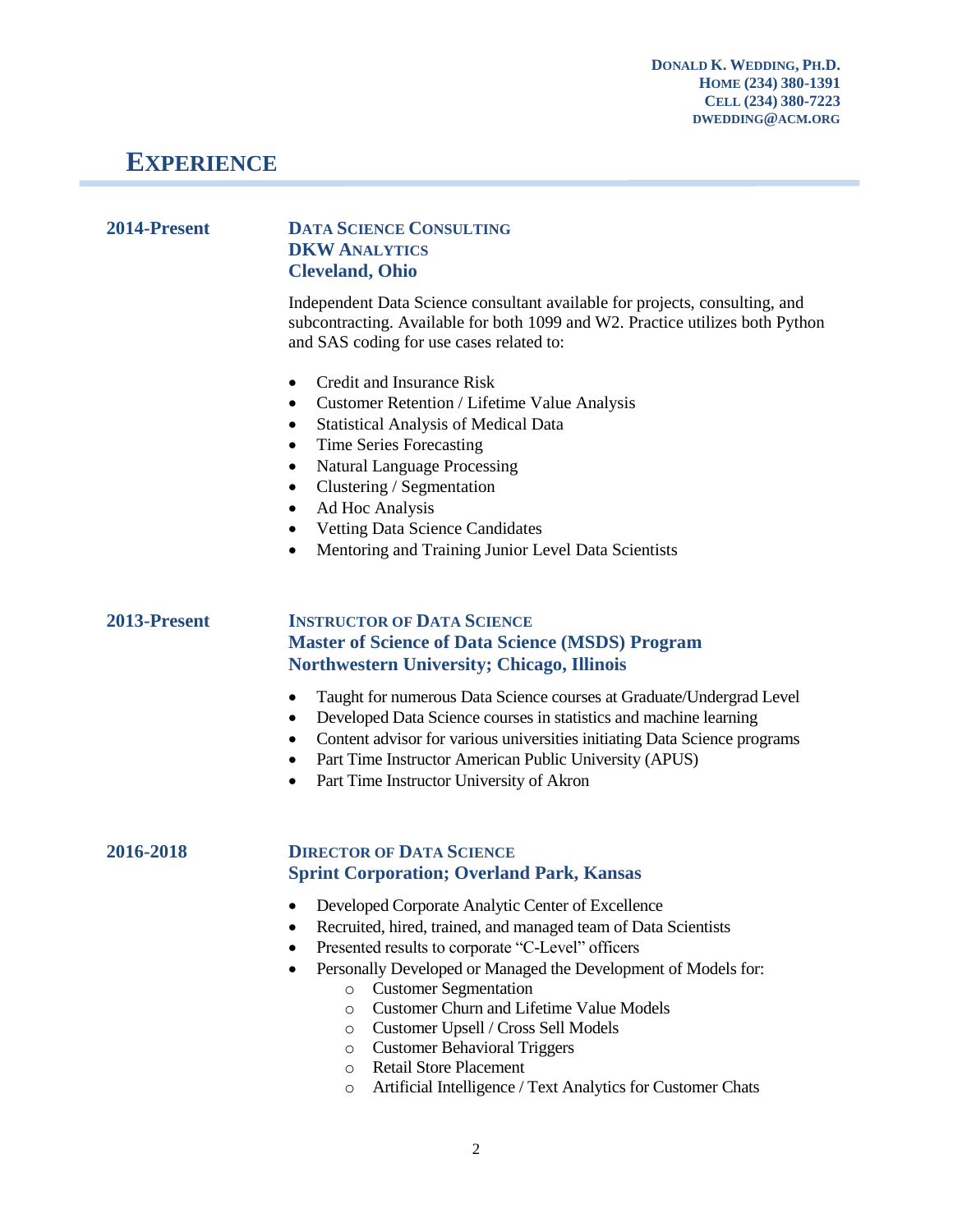**Donald K. Wedding, Ph.D.**
**Home (234) 380-1391**
**Cell (234) 380-7223**
**dwedding@acm.org**

# Experience

**2014-Present**

### Data Science Consulting
**DKW Analytics**
**Cleveland, Ohio**

Independent Data Science consultant available for projects, consulting, and subcontracting. Available for both 1099 and W2. Practice utilizes both Python and SAS coding for use cases related to:

- Credit and Insurance Risk
- Customer Retention / Lifetime Value Analysis
- Statistical Analysis of Medical Data
- Time Series Forecasting
- Natural Language Processing
- Clustering / Segmentation
- Ad Hoc Analysis
- Vetting Data Science Candidates
- Mentoring and Training Junior Level Data Scientists

**2013-Present**

### Instructor of Data Science
**Master of Science of Data Science (MSDS) Program**
**Northwestern University; Chicago, Illinois**

- Taught for numerous Data Science courses at Graduate/Undergrad Level
- Developed Data Science courses in statistics and machine learning
- Content advisor for various universities initiating Data Science programs
- Part Time Instructor American Public University (APUS)
- Part Time Instructor University of Akron

**2016-2018**

### Director of Data Science
**Sprint Corporation; Overland Park, Kansas**

- Developed Corporate Analytic Center of Excellence
- Recruited, hired, trained, and managed team of Data Scientists
- Presented results to corporate "C-Level" officers
- Personally Developed or Managed the Development of Models for:
    - Customer Segmentation
    - Customer Churn and Lifetime Value Models
    - Customer Upsell / Cross Sell Models
    - Customer Behavioral Triggers
    - Retail Store Placement
    - Artificial Intelligence / Text Analytics for Customer Chats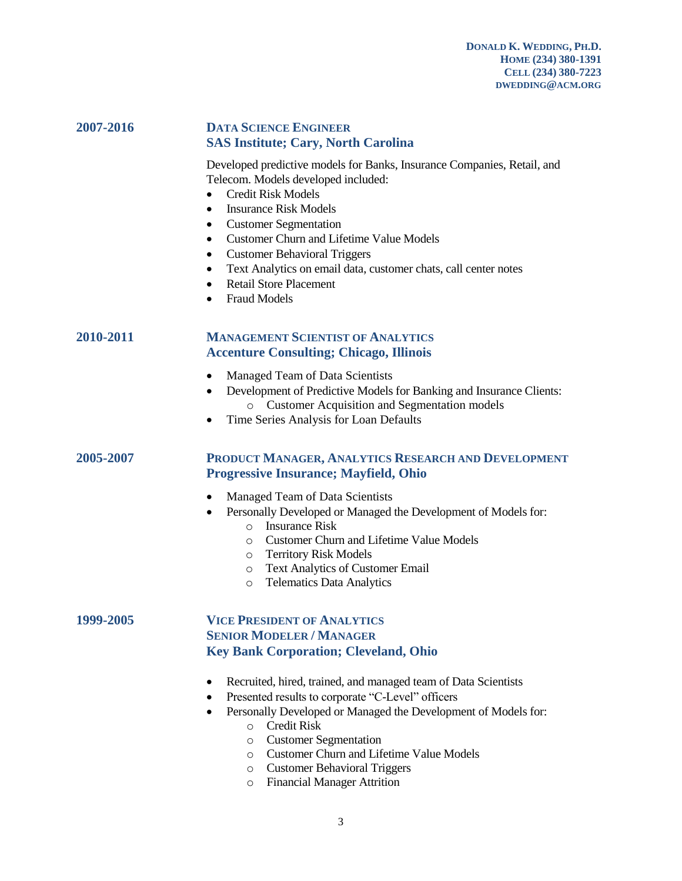**DONALD K. WEDDING, PH.D.**
**HOME (234) 380-1391**
**CELL (234) 380-7223**
**DWEDDING@ACM.ORG**

**2007-2016**

### DATA SCIENCE ENGINEER
### SAS Institute; Cary, North Carolina

Developed predictive models for Banks, Insurance Companies, Retail, and Telecom. Models developed included:

- Credit Risk Models
- Insurance Risk Models
- Customer Segmentation
- Customer Churn and Lifetime Value Models
- Customer Behavioral Triggers
- Text Analytics on email data, customer chats, call center notes
- Retail Store Placement
- Fraud Models

**2010-2011**

### MANAGEMENT SCIENTIST OF ANALYTICS
### Accenture Consulting; Chicago, Illinois

- Managed Team of Data Scientists
- Development of Predictive Models for Banking and Insurance Clients:
  - Customer Acquisition and Segmentation models
- Time Series Analysis for Loan Defaults

**2005-2007**

### PRODUCT MANAGER, ANALYTICS RESEARCH AND DEVELOPMENT
### Progressive Insurance; Mayfield, Ohio

- Managed Team of Data Scientists
- Personally Developed or Managed the Development of Models for:
  - Insurance Risk
  - Customer Churn and Lifetime Value Models
  - Territory Risk Models
  - Text Analytics of Customer Email
  - Telematics Data Analytics

**1999-2005**

### VICE PRESIDENT OF ANALYTICS
### SENIOR MODELER / MANAGER
### Key Bank Corporation; Cleveland, Ohio

- Recruited, hired, trained, and managed team of Data Scientists
- Presented results to corporate "C-Level" officers
- Personally Developed or Managed the Development of Models for:
  - Credit Risk
  - Customer Segmentation
  - Customer Churn and Lifetime Value Models
  - Customer Behavioral Triggers
  - Financial Manager Attrition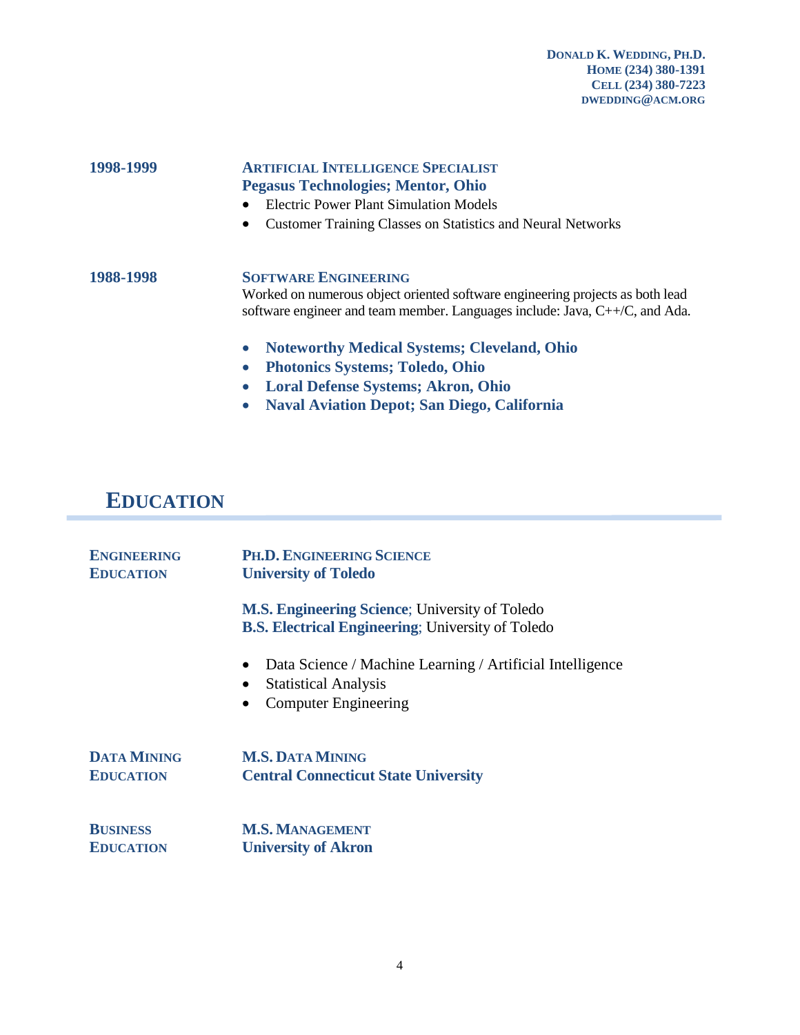**1998-1999**

**ARTIFICIAL INTELLIGENCE SPECIALIST**
**Pegasus Technologies; Mentor, Ohio**

- Electric Power Plant Simulation Models
- Customer Training Classes on Statistics and Neural Networks

**1988-1998**

**SOFTWARE ENGINEERING**
Worked on numerous object oriented software engineering projects as both lead software engineer and team member. Languages include: Java, C++/C, and Ada.

- **Noteworthy Medical Systems; Cleveland, Ohio**
- **Photonics Systems; Toledo, Ohio**
- **Loral Defense Systems; Akron, Ohio**
- **Naval Aviation Depot; San Diego, California**

## EDUCATION

**ENGINEERING EDUCATION**

**PH.D. ENGINEERING SCIENCE**
**University of Toledo**

**M.S. Engineering Science**; University of Toledo
**B.S. Electrical Engineering**; University of Toledo

- Data Science / Machine Learning / Artificial Intelligence
- Statistical Analysis
- Computer Engineering

**DATA MINING EDUCATION**

**M.S. DATA MINING**
**Central Connecticut State University**

**BUSINESS EDUCATION**

**M.S. MANAGEMENT**
**University of Akron**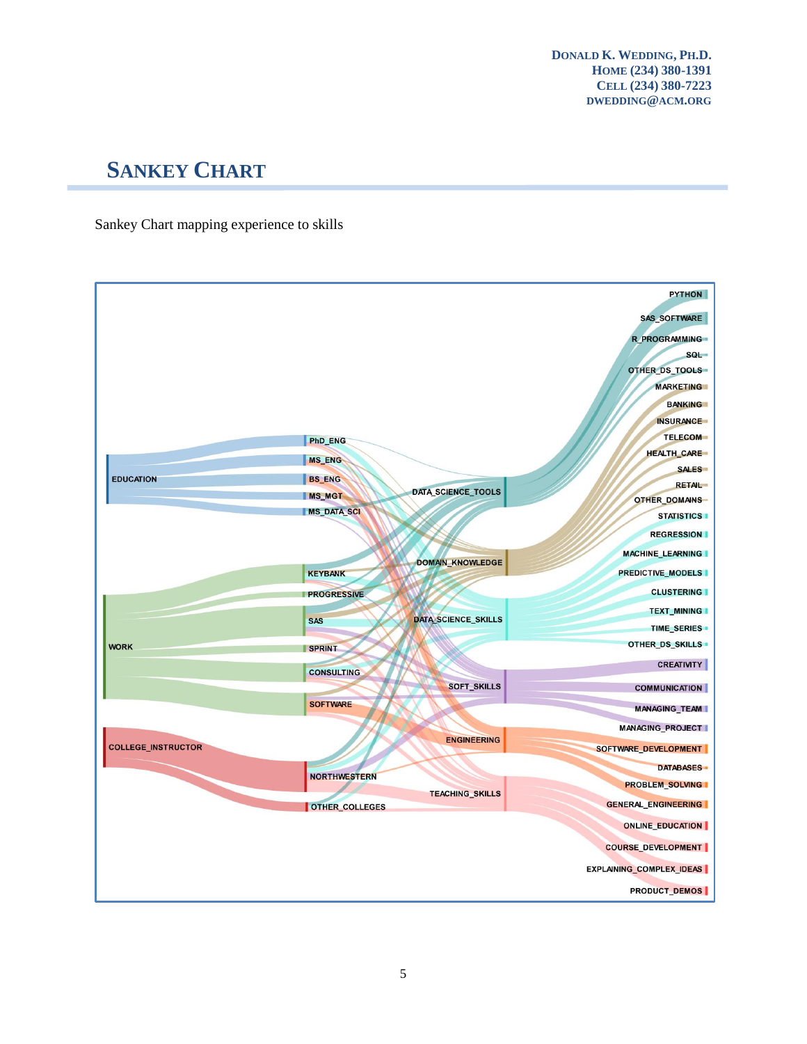## SANKEY CHART

Sankey Chart mapping experience to skills

EDUCATION
WORK
COLLEGE_INSTRUCTOR

PhD_ENG
MS_ENG
BS_ENG
MS_MGT
MS_DATA_SCI
KEYBANK
PROGRESSIVE
SAS
SPRINT
CONSULTING
SOFTWARE
NORTHWESTERN
OTHER_COLLEGES

DATA_SCIENCE_TOOLS
DOMAIN_KNOWLEDGE
DATA_SCIENCE_SKILLS
SOFT_SKILLS
ENGINEERING
TEACHING_SKILLS

PYTHON
SAS_SOFTWARE
R_PROGRAMMING
SQL
OTHER_DS_TOOLS
MARKETING
BANKING
INSURANCE
TELECOM
HEALTH_CARE
SALES
RETAIL
OTHER_DOMAINS
STATISTICS
REGRESSION
MACHINE_LEARNING
PREDICTIVE_MODELS
CLUSTERING
TEXT_MINING
TIME_SERIES
OTHER_DS_SKILLS
CREATIVITY
COMMUNICATION
MANAGING_TEAM
MANAGING_PROJECT
SOFTWARE_DEVELOPMENT
DATABASES
PROBLEM_SOLVING
GENERAL_ENGINEERING
ONLINE_EDUCATION
COURSE_DEVELOPMENT
EXPLAINING_COMPLEX_IDEAS
PRODUCT_DEMOS